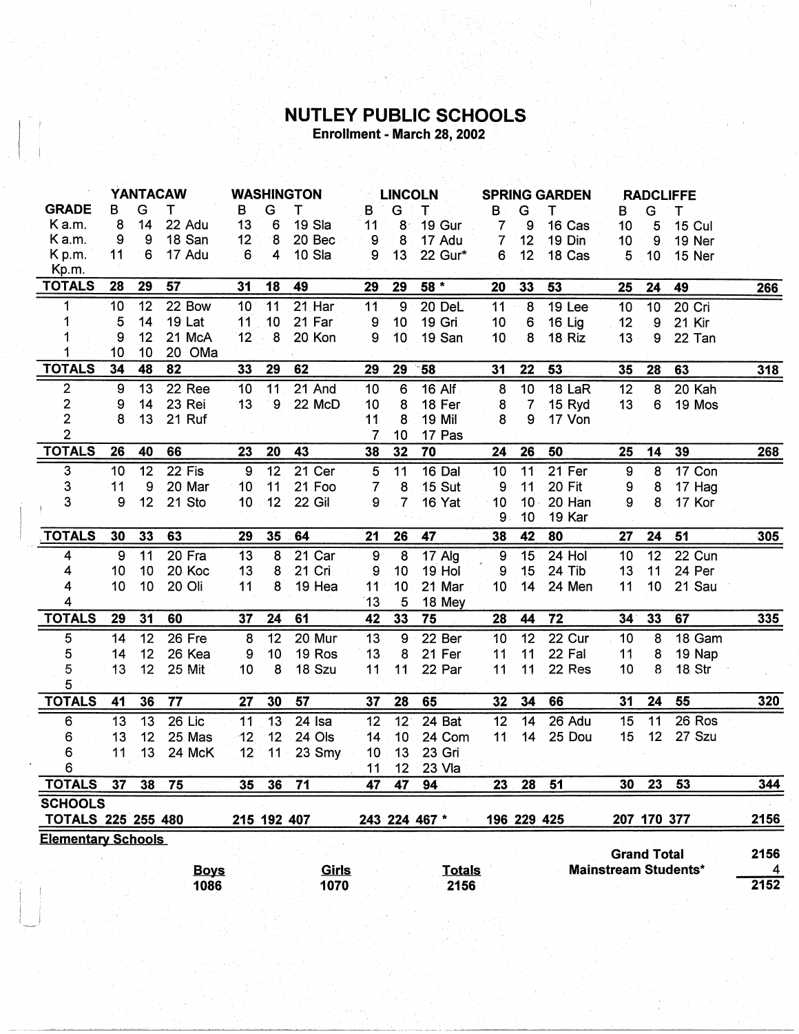# NUTLEY PUBLIC SCHOOLS

**Enrollment - March 28, 2002**

| | YANTACAW | | | WASHINGTON | | | LINCOLN | | | SPRING GARDEN | | | RADCLIFFE | | | |
|---|---|---|---|---|---|---|---|---|---|---|---|---|---|---|---|---|
| **GRADE** | B | G | T | B | G | T | B | G | T | B | G | T | B | G | T | |
| K a.m. | 8 | 14 | 22 Adu | 13 | 6 | 19 Sla | 11 | 8 | 19 Gur | 7 | 9 | 16 Cas | 10 | 5 | 15 Cul | |
| K a.m. | 9 | 9 | 18 San | 12 | 8 | 20 Bec | 9 | 8 | 17 Adu | 7 | 12 | 19 Din | 10 | 9 | 19 Ner | |
| K p.m. | 11 | 6 | 17 Adu | 6 | 4 | 10 Sla | 9 | 13 | 22 Gur* | 6 | 12 | 18 Cas | 5 | 10 | 15 Ner | |
| Kp.m. | | | | | | | | | | | | | | | | |
| **TOTALS** | **28** | **29** | **57** | **31** | **18** | **49** | **29** | **29** | **58 \*** | **20** | **33** | **53** | **25** | **24** | **49** | **266** |
| 1 | 10 | 12 | 22 Bow | 10 | 11 | 21 Har | 11 | 9 | 20 DeL | 11 | 8 | 19 Lee | 10 | 10 | 20 Cri | |
| 1 | 5 | 14 | 19 Lat | 11 | 10 | 21 Far | 9 | 10 | 19 Gri | 10 | 6 | 16 Lig | 12 | 9 | 21 Kir | |
| 1 | 9 | 12 | 21 McA | 12 | 8 | 20 Kon | 9 | 10 | 19 San | 10 | 8 | 18 Riz | 13 | 9 | 22 Tan | |
| 1 | 10 | 10 | 20 OMa | | | | | | | | | | | | | |
| **TOTALS** | **34** | **48** | **82** | **33** | **29** | **62** | **29** | **29** | **58** | **31** | **22** | **53** | **35** | **28** | **63** | **318** |
| 2 | 9 | 13 | 22 Ree | 10 | 11 | 21 And | 10 | 6 | 16 Alf | 8 | 10 | 18 LaR | 12 | 8 | 20 Kah | |
| 2 | 9 | 14 | 23 Rei | 13 | 9 | 22 McD | 10 | 8 | 18 Fer | 8 | 7 | 15 Ryd | 13 | 6 | 19 Mos | |
| 2 | 8 | 13 | 21 Ruf | | | | 11 | 8 | 19 Mil | 8 | 9 | 17 Von | | | | |
| 2 | | | | | | | 7 | 10 | 17 Pas | | | | | | | |
| **TOTALS** | **26** | **40** | **66** | **23** | **20** | **43** | **38** | **32** | **70** | **24** | **26** | **50** | **25** | **14** | **39** | **268** |
| 3 | 10 | 12 | 22 Fis | 9 | 12 | 21 Cer | 5 | 11 | 16 Dal | 10 | 11 | 21 Fer | 9 | 8 | 17 Con | |
| 3 | 11 | 9 | 20 Mar | 10 | 11 | 21 Foo | 7 | 8 | 15 Sut | 9 | 11 | 20 Fit | 9 | 8 | 17 Hag | |
| 3 | 9 | 12 | 21 Sto | 10 | 12 | 22 Gil | 9 | 7 | 16 Yat | 10 | 10 | 20 Han | 9 | 8 | 17 Kor | |
| | | | | | | | | | | 9 | 10 | 19 Kar | | | | |
| **TOTALS** | **30** | **33** | **63** | **29** | **35** | **64** | **21** | **26** | **47** | **38** | **42** | **80** | **27** | **24** | **51** | **305** |
| 4 | 9 | 11 | 20 Fra | 13 | 8 | 21 Car | 9 | 8 | 17 Alg | 9 | 15 | 24 Hol | 10 | 12 | 22 Cun | |
| 4 | 10 | 10 | 20 Koc | 13 | 8 | 21 Cri | 9 | 10 | 19 Hol | 9 | 15 | 24 Tib | 13 | 11 | 24 Per | |
| 4 | 10 | 10 | 20 Oli | 11 | 8 | 19 Hea | 11 | 10 | 21 Mar | 10 | 14 | 24 Men | 11 | 10 | 21 Sau | |
| 4 | | | | | | | 13 | 5 | 18 Mey | | | | | | | |
| **TOTALS** | **29** | **31** | **60** | **37** | **24** | **61** | **42** | **33** | **75** | **28** | **44** | **72** | **34** | **33** | **67** | **335** |
| 5 | 14 | 12 | 26 Fre | 8 | 12 | 20 Mur | 13 | 9 | 22 Ber | 10 | 12 | 22 Cur | 10 | 8 | 18 Gam | |
| 5 | 14 | 12 | 26 Kea | 9 | 10 | 19 Ros | 13 | 8 | 21 Fer | 11 | 11 | 22 Fal | 11 | 8 | 19 Nap | |
| 5 | 13 | 12 | 25 Mit | 10 | 8 | 18 Szu | 11 | 11 | 22 Par | 11 | 11 | 22 Res | 10 | 8 | 18 Str | |
| 5 | | | | | | | | | | | | | | | | |
| **TOTALS** | **41** | **36** | **77** | **27** | **30** | **57** | **37** | **28** | **65** | **32** | **34** | **66** | **31** | **24** | **55** | **320** |
| 6 | 13 | 13 | 26 Lic | 11 | 13 | 24 Isa | 12 | 12 | 24 Bat | 12 | 14 | 26 Adu | 15 | 11 | 26 Ros | |
| 6 | 13 | 12 | 25 Mas | 12 | 12 | 24 Ols | 14 | 10 | 24 Com | 11 | 14 | 25 Dou | 15 | 12 | 27 Szu | |
| 6 | 11 | 13 | 24 McK | 12 | 11 | 23 Smy | 10 | 13 | 23 Gri | | | | | | | |
| 6 | | | | | | | 11 | 12 | 23 Vla | | | | | | | |
| **TOTALS** | **37** | **38** | **75** | **35** | **36** | **71** | **47** | **47** | **94** | **23** | **28** | **51** | **30** | **23** | **53** | **344** |
| **SCHOOLS TOTALS** | **225** | **255** | **480** | **215** | **192** | **407** | **243** | **224** | **467 \*** | **196** | **229** | **425** | **207** | **170** | **377** | **2156** |

**Elementary Schools**

| Boys | Girls | Totals |
|---|---|---|
| 1086 | 1070 | 2156 |

| | |
|---|---|
| **Grand Total** | **2156** |
| **Mainstream Students*** | **4** |
| | **2152** |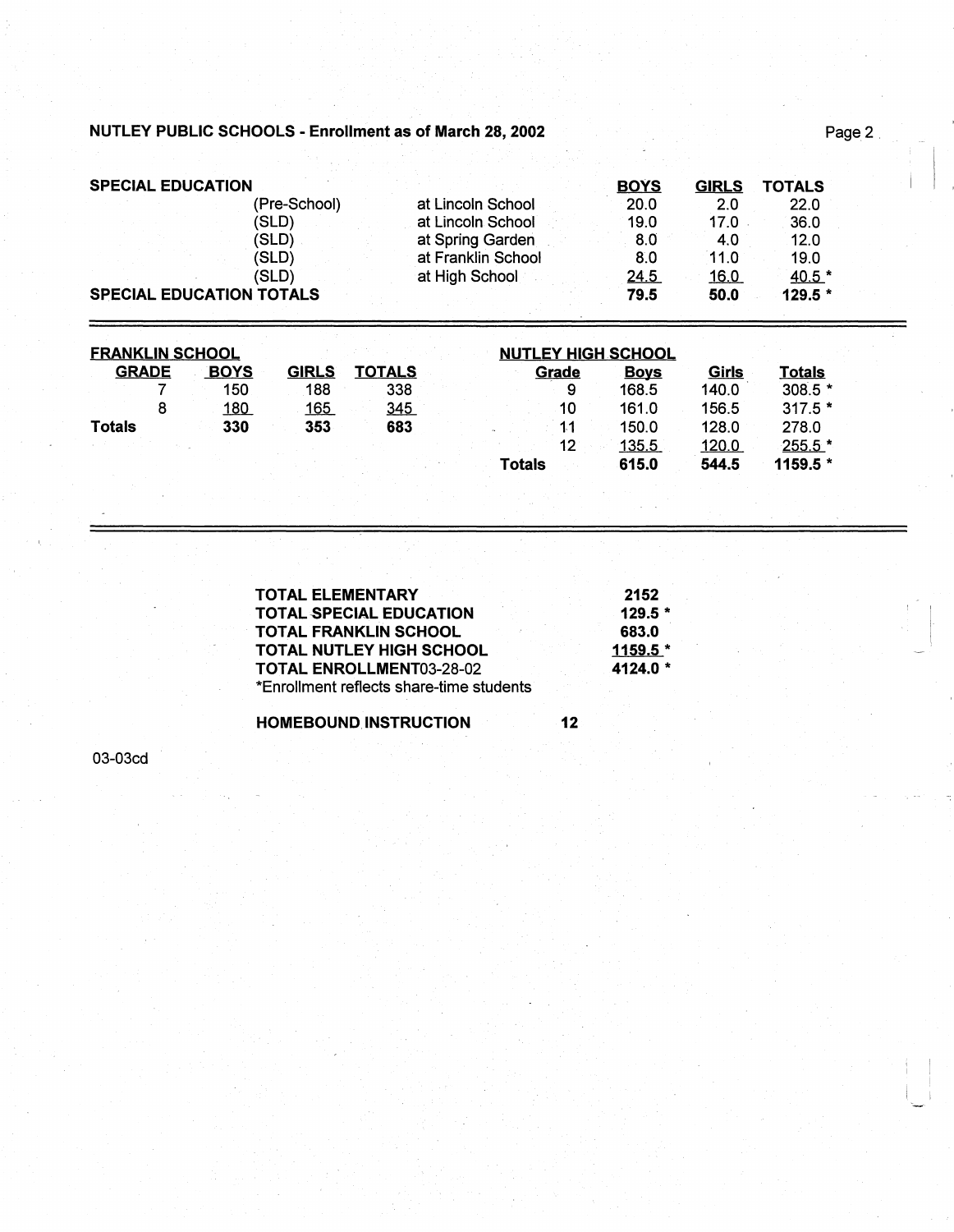## NUTLEY PUBLIC SCHOOLS - Enrollment as of March 28, 2002

| SPECIAL EDUCATION | | | BOYS | GIRLS | TOTALS |
|---|---|---|---|---|---|
| | (Pre-School) | at Lincoln School | 20.0 | 2.0 | 22.0 |
| | (SLD) | at Lincoln School | 19.0 | 17.0 | 36.0 |
| | (SLD) | at Spring Garden | 8.0 | 4.0 | 12.0 |
| | (SLD) | at Franklin School | 8.0 | 11.0 | 19.0 |
| | (SLD) | at High School | 24.5 | 16.0 | 40.5 * |
| **SPECIAL EDUCATION TOTALS** | | | **79.5** | **50.0** | **129.5 *** |

**FRANKLIN SCHOOL**

| GRADE | BOYS | GIRLS | TOTALS |
|---|---|---|---|
| 7 | 150 | 188 | 338 |
| 8 | 180 | 165 | 345 |
| **Totals** | **330** | **353** | **683** |

**NUTLEY HIGH SCHOOL**

| Grade | Boys | Girls | Totals |
|---|---|---|---|
| 9 | 168.5 | 140.0 | 308.5 * |
| 10 | 161.0 | 156.5 | 317.5 * |
| 11 | 150.0 | 128.0 | 278.0 |
| 12 | 135.5 | 120.0 | 255.5 * |
| **Totals** | **615.0** | **544.5** | **1159.5 *** |

| | |
|---|---|
| **TOTAL ELEMENTARY** | **2152** |
| **TOTAL SPECIAL EDUCATION** | **129.5 *** |
| **TOTAL FRANKLIN SCHOOL** | **683.0** |
| **TOTAL NUTLEY HIGH SCHOOL** | **1159.5 *** |
| **TOTAL ENROLLMENT**03-28-02 | **4124.0 *** |

*Enrollment reflects share-time students

**HOMEBOUND INSTRUCTION** **12**

03-03cd